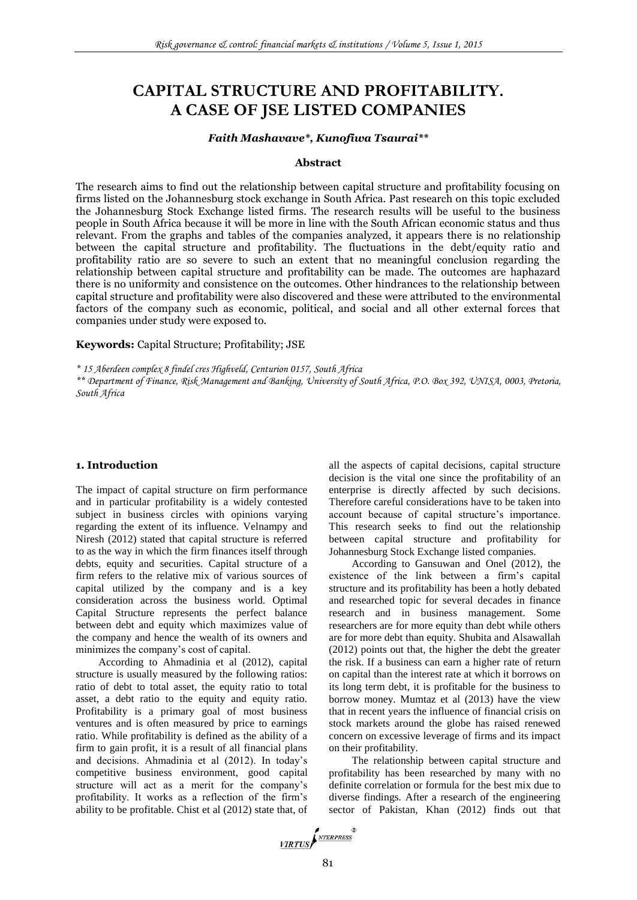# CAPITAL STRUCTURE AND PROFITABILITY. A CASE OF JSE LISTED COMPANIES

***Faith Mashavave\*, Kunofiwa Tsaurai\*\****

### Abstract

The research aims to find out the relationship between capital structure and profitability focusing on firms listed on the Johannesburg stock exchange in South Africa. Past research on this topic excluded the Johannesburg Stock Exchange listed firms. The research results will be useful to the business people in South Africa because it will be more in line with the South African economic status and thus relevant. From the graphs and tables of the companies analyzed, it appears there is no relationship between the capital structure and profitability. The fluctuations in the debt/equity ratio and profitability ratio are so severe to such an extent that no meaningful conclusion regarding the relationship between capital structure and profitability can be made. The outcomes are haphazard there is no uniformity and consistence on the outcomes. Other hindrances to the relationship between capital structure and profitability were also discovered and these were attributed to the environmental factors of the company such as economic, political, and social and all other external forces that companies under study were exposed to.

**Keywords:** Capital Structure; Profitability; JSE

*\* 15 Aberdeen complex 8 findel cres Highveld, Centurion 0157, South Africa*

*\*\* Department of Finance, Risk Management and Banking, University of South Africa, P.O. Box 392, UNISA, 0003, Pretoria, South Africa*

## 1. Introduction

The impact of capital structure on firm performance and in particular profitability is a widely contested subject in business circles with opinions varying regarding the extent of its influence. Velnampy and Niresh (2012) stated that capital structure is referred to as the way in which the firm finances itself through debts, equity and securities. Capital structure of a firm refers to the relative mix of various sources of capital utilized by the company and is a key consideration across the business world. Optimal Capital Structure represents the perfect balance between debt and equity which maximizes value of the company and hence the wealth of its owners and minimizes the company's cost of capital.

According to Ahmadinia et al (2012), capital structure is usually measured by the following ratios: ratio of debt to total asset, the equity ratio to total asset, a debt ratio to the equity and equity ratio. Profitability is a primary goal of most business ventures and is often measured by price to earnings ratio. While profitability is defined as the ability of a firm to gain profit, it is a result of all financial plans and decisions. Ahmadinia et al (2012). In today's competitive business environment, good capital structure will act as a merit for the company's profitability. It works as a reflection of the firm's ability to be profitable. Chist et al (2012) state that, of all the aspects of capital decisions, capital structure decision is the vital one since the profitability of an enterprise is directly affected by such decisions. Therefore careful considerations have to be taken into account because of capital structure's importance. This research seeks to find out the relationship between capital structure and profitability for Johannesburg Stock Exchange listed companies.

According to Gansuwan and Onel (2012), the existence of the link between a firm's capital structure and its profitability has been a hotly debated and researched topic for several decades in finance research and in business management. Some researchers are for more equity than debt while others are for more debt than equity. Shubita and Alsawallah (2012) points out that, the higher the debt the greater the risk. If a business can earn a higher rate of return on capital than the interest rate at which it borrows on its long term debt, it is profitable for the business to borrow money. Mumtaz et al (2013) have the view that in recent years the influence of financial crisis on stock markets around the globe has raised renewed concern on excessive leverage of firms and its impact on their profitability.

The relationship between capital structure and profitability has been researched by many with no definite correlation or formula for the best mix due to diverse findings. After a research of the engineering sector of Pakistan, Khan (2012) finds out that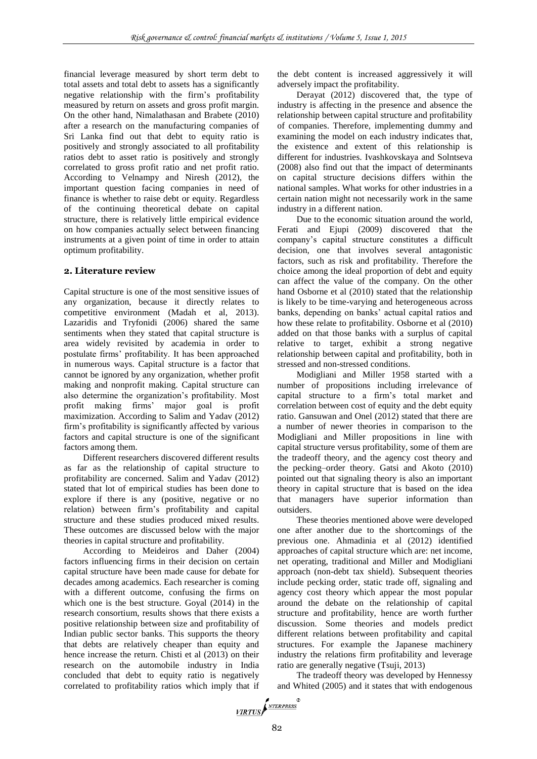financial leverage measured by short term debt to total assets and total debt to assets has a significantly negative relationship with the firm's profitability measured by return on assets and gross profit margin. On the other hand, Nimalathasan and Brabete (2010) after a research on the manufacturing companies of Sri Lanka find out that debt to equity ratio is positively and strongly associated to all profitability ratios debt to asset ratio is positively and strongly correlated to gross profit ratio and net profit ratio. According to Velnampy and Niresh (2012), the important question facing companies in need of finance is whether to raise debt or equity. Regardless of the continuing theoretical debate on capital structure, there is relatively little empirical evidence on how companies actually select between financing instruments at a given point of time in order to attain optimum profitability.

## 2. Literature review

Capital structure is one of the most sensitive issues of any organization, because it directly relates to competitive environment (Madah et al, 2013). Lazaridis and Tryfonidi (2006) shared the same sentiments when they stated that capital structure is area widely revisited by academia in order to postulate firms' profitability. It has been approached in numerous ways. Capital structure is a factor that cannot be ignored by any organization, whether profit making and nonprofit making. Capital structure can also determine the organization's profitability. Most profit making firms' major goal is profit maximization. According to Salim and Yadav (2012) firm's profitability is significantly affected by various factors and capital structure is one of the significant factors among them.

Different researchers discovered different results as far as the relationship of capital structure to profitability are concerned. Salim and Yadav (2012) stated that lot of empirical studies has been done to explore if there is any (positive, negative or no relation) between firm's profitability and capital structure and these studies produced mixed results. These outcomes are discussed below with the major theories in capital structure and profitability.

According to Meideiros and Daher (2004) factors influencing firms in their decision on certain capital structure have been made cause for debate for decades among academics. Each researcher is coming with a different outcome, confusing the firms on which one is the best structure. Goyal (2014) in the research consortium, results shows that there exists a positive relationship between size and profitability of Indian public sector banks. This supports the theory that debts are relatively cheaper than equity and hence increase the return. Chisti et al (2013) on their research on the automobile industry in India concluded that debt to equity ratio is negatively correlated to profitability ratios which imply that if the debt content is increased aggressively it will adversely impact the profitability.

Derayat (2012) discovered that, the type of industry is affecting in the presence and absence the relationship between capital structure and profitability of companies. Therefore, implementing dummy and examining the model on each industry indicates that, the existence and extent of this relationship is different for industries. Ivashkovskaya and Solntseva (2008) also find out that the impact of determinants on capital structure decisions differs within the national samples. What works for other industries in a certain nation might not necessarily work in the same industry in a different nation.

Due to the economic situation around the world, Ferati and Ejupi (2009) discovered that the company's capital structure constitutes a difficult decision, one that involves several antagonistic factors, such as risk and profitability. Therefore the choice among the ideal proportion of debt and equity can affect the value of the company. On the other hand Osborne et al (2010) stated that the relationship is likely to be time-varying and heterogeneous across banks, depending on banks' actual capital ratios and how these relate to profitability. Osborne et al (2010) added on that those banks with a surplus of capital relative to target, exhibit a strong negative relationship between capital and profitability, both in stressed and non-stressed conditions.

Modigliani and Miller 1958 started with a number of propositions including irrelevance of capital structure to a firm's total market and correlation between cost of equity and the debt equity ratio. Gansuwan and Onel (2012) stated that there are a number of newer theories in comparison to the Modigliani and Miller propositions in line with capital structure versus profitability, some of them are the tradeoff theory, and the agency cost theory and the pecking–order theory. Gatsi and Akoto (2010) pointed out that signaling theory is also an important theory in capital structure that is based on the idea that managers have superior information than outsiders.

These theories mentioned above were developed one after another due to the shortcomings of the previous one. Ahmadinia et al (2012) identified approaches of capital structure which are: net income, net operating, traditional and Miller and Modigliani approach (non-debt tax shield). Subsequent theories include pecking order, static trade off, signaling and agency cost theory which appear the most popular around the debate on the relationship of capital structure and profitability, hence are worth further discussion. Some theories and models predict different relations between profitability and capital structures. For example the Japanese machinery industry the relations firm profitability and leverage ratio are generally negative (Tsuji, 2013)

The tradeoff theory was developed by Hennessy and Whited (2005) and it states that with endogenous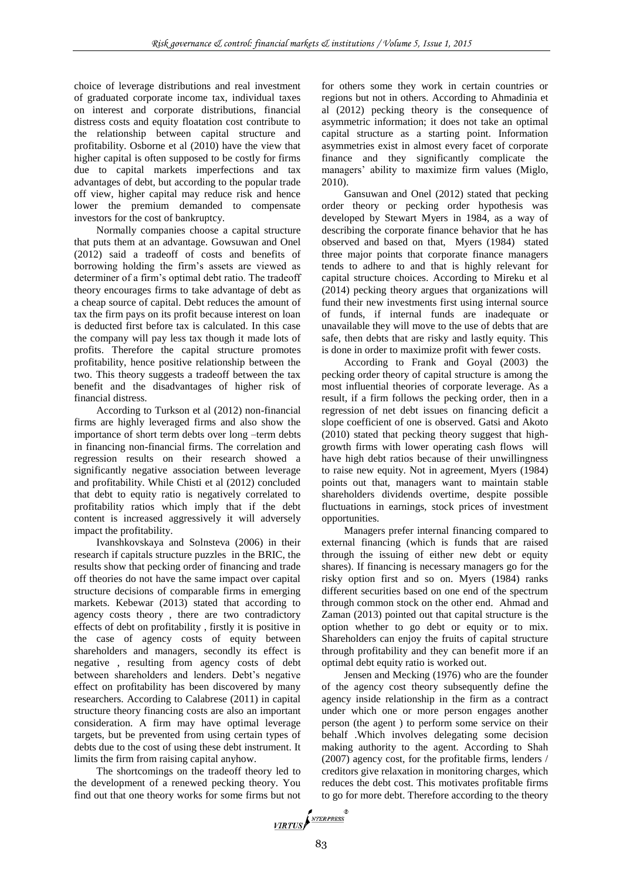choice of leverage distributions and real investment of graduated corporate income tax, individual taxes on interest and corporate distributions, financial distress costs and equity floatation cost contribute to the relationship between capital structure and profitability. Osborne et al (2010) have the view that higher capital is often supposed to be costly for firms due to capital markets imperfections and tax advantages of debt, but according to the popular trade off view, higher capital may reduce risk and hence lower the premium demanded to compensate investors for the cost of bankruptcy.

Normally companies choose a capital structure that puts them at an advantage. Gowsuwan and Onel (2012) said a tradeoff of costs and benefits of borrowing holding the firm's assets are viewed as determiner of a firm's optimal debt ratio. The tradeoff theory encourages firms to take advantage of debt as a cheap source of capital. Debt reduces the amount of tax the firm pays on its profit because interest on loan is deducted first before tax is calculated. In this case the company will pay less tax though it made lots of profits. Therefore the capital structure promotes profitability, hence positive relationship between the two. This theory suggests a tradeoff between the tax benefit and the disadvantages of higher risk of financial distress.

According to Turkson et al (2012) non-financial firms are highly leveraged firms and also show the importance of short term debts over long –term debts in financing non-financial firms. The correlation and regression results on their research showed a significantly negative association between leverage and profitability. While Chisti et al (2012) concluded that debt to equity ratio is negatively correlated to profitability ratios which imply that if the debt content is increased aggressively it will adversely impact the profitability.

Ivanshkovskaya and Solnsteva (2006) in their research if capitals structure puzzles in the BRIC, the results show that pecking order of financing and trade off theories do not have the same impact over capital structure decisions of comparable firms in emerging markets. Kebewar (2013) stated that according to agency costs theory , there are two contradictory effects of debt on profitability , firstly it is positive in the case of agency costs of equity between shareholders and managers, secondly its effect is negative , resulting from agency costs of debt between shareholders and lenders. Debt's negative effect on profitability has been discovered by many researchers. According to Calabrese (2011) in capital structure theory financing costs are also an important consideration. A firm may have optimal leverage targets, but be prevented from using certain types of debts due to the cost of using these debt instrument. It limits the firm from raising capital anyhow.

The shortcomings on the tradeoff theory led to the development of a renewed pecking theory. You find out that one theory works for some firms but not for others some they work in certain countries or regions but not in others. According to Ahmadinia et al (2012) pecking theory is the consequence of asymmetric information; it does not take an optimal capital structure as a starting point. Information asymmetries exist in almost every facet of corporate finance and they significantly complicate the managers' ability to maximize firm values (Miglo, 2010).

Gansuwan and Onel (2012) stated that pecking order theory or pecking order hypothesis was developed by Stewart Myers in 1984, as a way of describing the corporate finance behavior that he has observed and based on that, Myers (1984) stated three major points that corporate finance managers tends to adhere to and that is highly relevant for capital structure choices. According to Mireku et al (2014) pecking theory argues that organizations will fund their new investments first using internal source of funds, if internal funds are inadequate or unavailable they will move to the use of debts that are safe, then debts that are risky and lastly equity. This is done in order to maximize profit with fewer costs.

According to Frank and Goyal (2003) the pecking order theory of capital structure is among the most influential theories of corporate leverage. As a result, if a firm follows the pecking order, then in a regression of net debt issues on financing deficit a slope coefficient of one is observed. Gatsi and Akoto (2010) stated that pecking theory suggest that high-growth firms with lower operating cash flows will have high debt ratios because of their unwillingness to raise new equity. Not in agreement, Myers (1984) points out that, managers want to maintain stable shareholders dividends overtime, despite possible fluctuations in earnings, stock prices of investment opportunities.

Managers prefer internal financing compared to external financing (which is funds that are raised through the issuing of either new debt or equity shares). If financing is necessary managers go for the risky option first and so on. Myers (1984) ranks different securities based on one end of the spectrum through common stock on the other end. Ahmad and Zaman (2013) pointed out that capital structure is the option whether to go debt or equity or to mix. Shareholders can enjoy the fruits of capital structure through profitability and they can benefit more if an optimal debt equity ratio is worked out.

Jensen and Mecking (1976) who are the founder of the agency cost theory subsequently define the agency inside relationship in the firm as a contract under which one or more person engages another person (the agent ) to perform some service on their behalf .Which involves delegating some decision making authority to the agent. According to Shah (2007) agency cost, for the profitable firms, lenders / creditors give relaxation in monitoring charges, which reduces the debt cost. This motivates profitable firms to go for more debt. Therefore according to the theory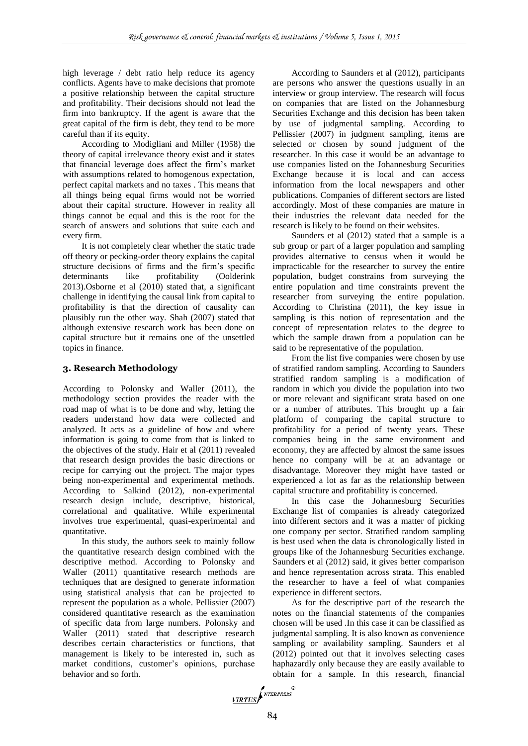high leverage / debt ratio help reduce its agency conflicts. Agents have to make decisions that promote a positive relationship between the capital structure and profitability. Their decisions should not lead the firm into bankruptcy. If the agent is aware that the great capital of the firm is debt, they tend to be more careful than if its equity.

According to Modigliani and Miller (1958) the theory of capital irrelevance theory exist and it states that financial leverage does affect the firm's market with assumptions related to homogenous expectation, perfect capital markets and no taxes . This means that all things being equal firms would not be worried about their capital structure. However in reality all things cannot be equal and this is the root for the search of answers and solutions that suite each and every firm.

It is not completely clear whether the static trade off theory or pecking-order theory explains the capital structure decisions of firms and the firm's specific determinants like profitability (Oolderink 2013).Osborne et al (2010) stated that, a significant challenge in identifying the causal link from capital to profitability is that the direction of causality can plausibly run the other way. Shah (2007) stated that although extensive research work has been done on capital structure but it remains one of the unsettled topics in finance.

## 3. Research Methodology

According to Polonsky and Waller (2011), the methodology section provides the reader with the road map of what is to be done and why, letting the readers understand how data were collected and analyzed. It acts as a guideline of how and where information is going to come from that is linked to the objectives of the study. Hair et al (2011) revealed that research design provides the basic directions or recipe for carrying out the project. The major types being non-experimental and experimental methods. According to Salkind (2012), non-experimental research design include, descriptive, historical, correlational and qualitative. While experimental involves true experimental, quasi-experimental and quantitative.

In this study, the authors seek to mainly follow the quantitative research design combined with the descriptive method. According to Polonsky and Waller (2011) quantitative research methods are techniques that are designed to generate information using statistical analysis that can be projected to represent the population as a whole. Pellissier (2007) considered quantitative research as the examination of specific data from large numbers. Polonsky and Waller (2011) stated that descriptive research describes certain characteristics or functions, that management is likely to be interested in, such as market conditions, customer's opinions, purchase behavior and so forth.

According to Saunders et al (2012), participants are persons who answer the questions usually in an interview or group interview. The research will focus on companies that are listed on the Johannesburg Securities Exchange and this decision has been taken by use of judgmental sampling. According to Pellissier (2007) in judgment sampling, items are selected or chosen by sound judgment of the researcher. In this case it would be an advantage to use companies listed on the Johannesburg Securities Exchange because it is local and can access information from the local newspapers and other publications. Companies of different sectors are listed accordingly. Most of these companies are mature in their industries the relevant data needed for the research is likely to be found on their websites.

Saunders et al (2012) stated that a sample is a sub group or part of a larger population and sampling provides alternative to census when it would be impracticable for the researcher to survey the entire population, budget constrains from surveying the entire population and time constraints prevent the researcher from surveying the entire population. According to Christina (2011), the key issue in sampling is this notion of representation and the concept of representation relates to the degree to which the sample drawn from a population can be said to be representative of the population.

From the list five companies were chosen by use of stratified random sampling. According to Saunders stratified random sampling is a modification of random in which you divide the population into two or more relevant and significant strata based on one or a number of attributes. This brought up a fair platform of comparing the capital structure to profitability for a period of twenty years. These companies being in the same environment and economy, they are affected by almost the same issues hence no company will be at an advantage or disadvantage. Moreover they might have tasted or experienced a lot as far as the relationship between capital structure and profitability is concerned.

In this case the Johannesburg Securities Exchange list of companies is already categorized into different sectors and it was a matter of picking one company per sector. Stratified random sampling is best used when the data is chronologically listed in groups like of the Johannesburg Securities exchange. Saunders et al (2012) said, it gives better comparison and hence representation across strata. This enabled the researcher to have a feel of what companies experience in different sectors.

As for the descriptive part of the research the notes on the financial statements of the companies chosen will be used .In this case it can be classified as judgmental sampling. It is also known as convenience sampling or availability sampling. Saunders et al (2012) pointed out that it involves selecting cases haphazardly only because they are easily available to obtain for a sample. In this research, financial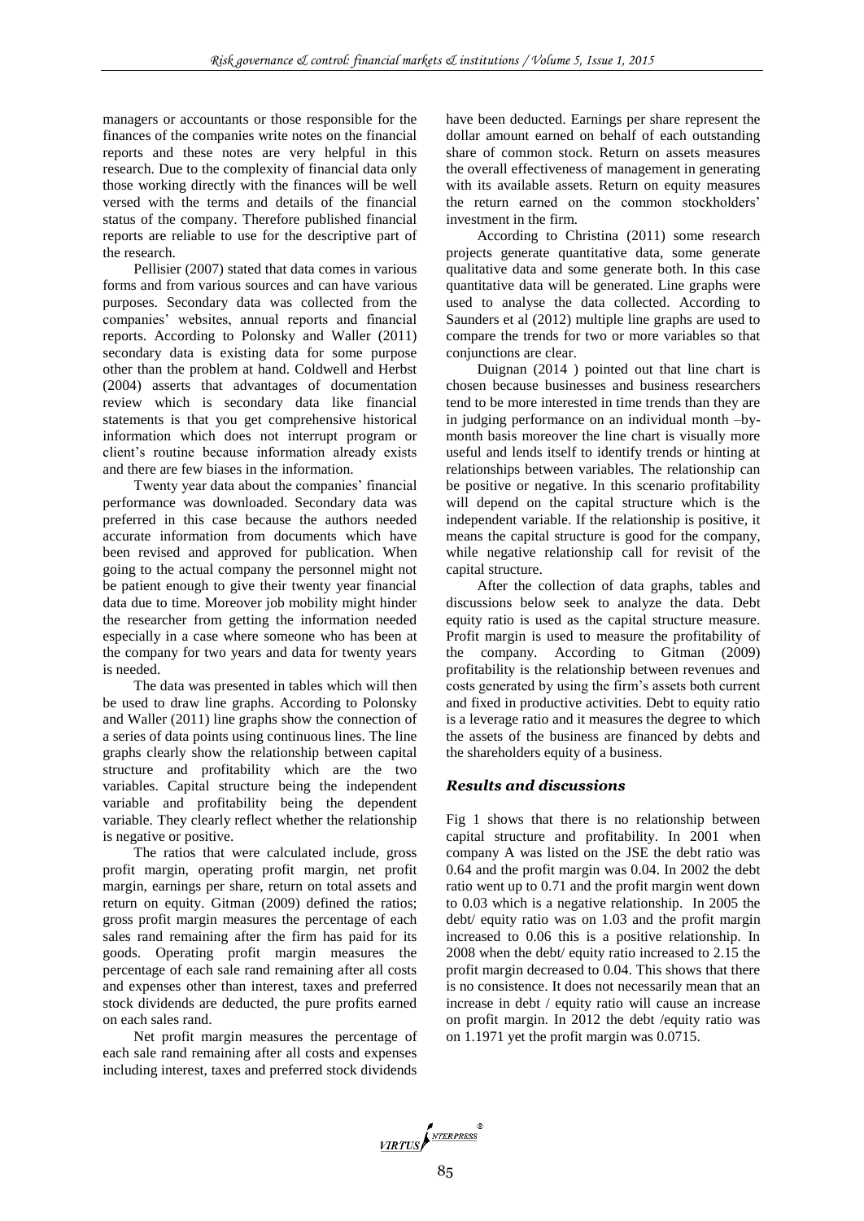managers or accountants or those responsible for the finances of the companies write notes on the financial reports and these notes are very helpful in this research. Due to the complexity of financial data only those working directly with the finances will be well versed with the terms and details of the financial status of the company. Therefore published financial reports are reliable to use for the descriptive part of the research.

Pellisier (2007) stated that data comes in various forms and from various sources and can have various purposes. Secondary data was collected from the companies' websites, annual reports and financial reports. According to Polonsky and Waller (2011) secondary data is existing data for some purpose other than the problem at hand. Coldwell and Herbst (2004) asserts that advantages of documentation review which is secondary data like financial statements is that you get comprehensive historical information which does not interrupt program or client's routine because information already exists and there are few biases in the information.

Twenty year data about the companies' financial performance was downloaded. Secondary data was preferred in this case because the authors needed accurate information from documents which have been revised and approved for publication. When going to the actual company the personnel might not be patient enough to give their twenty year financial data due to time. Moreover job mobility might hinder the researcher from getting the information needed especially in a case where someone who has been at the company for two years and data for twenty years is needed.

The data was presented in tables which will then be used to draw line graphs. According to Polonsky and Waller (2011) line graphs show the connection of a series of data points using continuous lines. The line graphs clearly show the relationship between capital structure and profitability which are the two variables. Capital structure being the independent variable and profitability being the dependent variable. They clearly reflect whether the relationship is negative or positive.

The ratios that were calculated include, gross profit margin, operating profit margin, net profit margin, earnings per share, return on total assets and return on equity. Gitman (2009) defined the ratios; gross profit margin measures the percentage of each sales rand remaining after the firm has paid for its goods. Operating profit margin measures the percentage of each sale rand remaining after all costs and expenses other than interest, taxes and preferred stock dividends are deducted, the pure profits earned on each sales rand.

Net profit margin measures the percentage of each sale rand remaining after all costs and expenses including interest, taxes and preferred stock dividends have been deducted. Earnings per share represent the dollar amount earned on behalf of each outstanding share of common stock. Return on assets measures the overall effectiveness of management in generating with its available assets. Return on equity measures the return earned on the common stockholders' investment in the firm.

According to Christina (2011) some research projects generate quantitative data, some generate qualitative data and some generate both. In this case quantitative data will be generated. Line graphs were used to analyse the data collected. According to Saunders et al (2012) multiple line graphs are used to compare the trends for two or more variables so that conjunctions are clear.

Duignan (2014 ) pointed out that line chart is chosen because businesses and business researchers tend to be more interested in time trends than they are in judging performance on an individual month –by-month basis moreover the line chart is visually more useful and lends itself to identify trends or hinting at relationships between variables. The relationship can be positive or negative. In this scenario profitability will depend on the capital structure which is the independent variable. If the relationship is positive, it means the capital structure is good for the company, while negative relationship call for revisit of the capital structure.

After the collection of data graphs, tables and discussions below seek to analyze the data. Debt equity ratio is used as the capital structure measure. Profit margin is used to measure the profitability of the company. According to Gitman (2009) profitability is the relationship between revenues and costs generated by using the firm's assets both current and fixed in productive activities. Debt to equity ratio is a leverage ratio and it measures the degree to which the assets of the business are financed by debts and the shareholders equity of a business.

## *Results and discussions*

Fig 1 shows that there is no relationship between capital structure and profitability. In 2001 when company A was listed on the JSE the debt ratio was 0.64 and the profit margin was 0.04. In 2002 the debt ratio went up to 0.71 and the profit margin went down to 0.03 which is a negative relationship. In 2005 the debt/ equity ratio was on 1.03 and the profit margin increased to 0.06 this is a positive relationship. In 2008 when the debt/ equity ratio increased to 2.15 the profit margin decreased to 0.04. This shows that there is no consistence. It does not necessarily mean that an increase in debt / equity ratio will cause an increase on profit margin. In 2012 the debt /equity ratio was on 1.1971 yet the profit margin was 0.0715.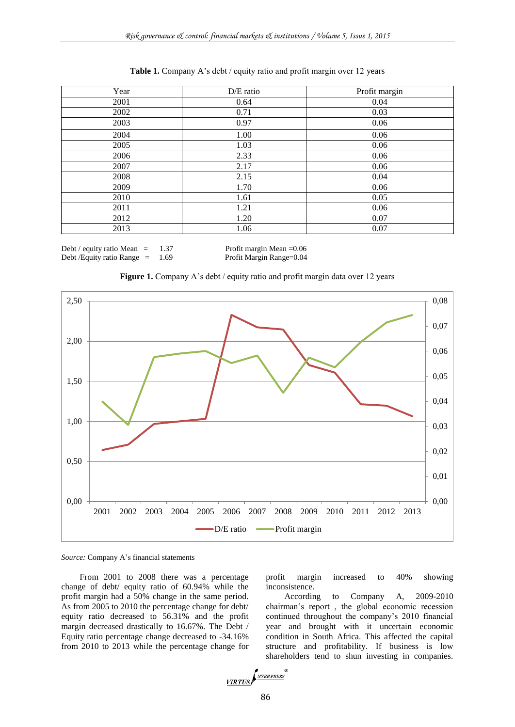**Table 1.** Company A's debt / equity ratio and profit margin over 12 years

| Year | D/E ratio | Profit margin |
|---|---|---|
| 2001 | 0.64 | 0.04 |
| 2002 | 0.71 | 0.03 |
| 2003 | 0.97 | 0.06 |
| 2004 | 1.00 | 0.06 |
| 2005 | 1.03 | 0.06 |
| 2006 | 2.33 | 0.06 |
| 2007 | 2.17 | 0.06 |
| 2008 | 2.15 | 0.04 |
| 2009 | 1.70 | 0.06 |
| 2010 | 1.61 | 0.05 |
| 2011 | 1.21 | 0.06 |
| 2012 | 1.20 | 0.07 |
| 2013 | 1.06 | 0.07 |

Debt / equity ratio Mean = 1.37 Profit margin Mean =0.06
Debt /Equity ratio Range = 1.69 Profit Margin Range=0.04

**Figure 1.** Company A's debt / equity ratio and profit margin data over 12 years

*Source:* Company A's financial statements

From 2001 to 2008 there was a percentage change of debt/ equity ratio of 60.94% while the profit margin had a 50% change in the same period. As from 2005 to 2010 the percentage change for debt/ equity ratio decreased to 56.31% and the profit margin decreased drastically to 16.67%. The Debt / Equity ratio percentage change decreased to -34.16% from 2010 to 2013 while the percentage change for profit margin increased to 40% showing inconsistence.

According to Company A, 2009-2010 chairman's report , the global economic recession continued throughout the company's 2010 financial year and brought with it uncertain economic condition in South Africa. This affected the capital structure and profitability. If business is low shareholders tend to shun investing in companies.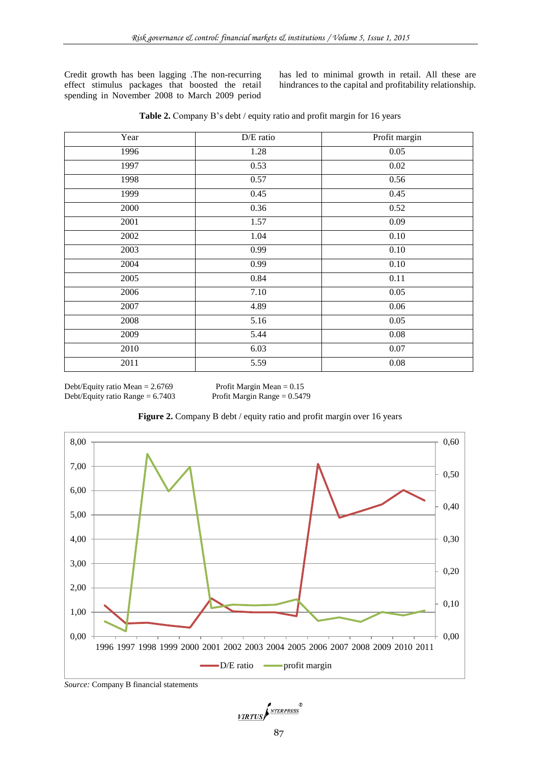Credit growth has been lagging .The non-recurring effect stimulus packages that boosted the retail spending in November 2008 to March 2009 period has led to minimal growth in retail. All these are hindrances to the capital and profitability relationship.

**Table 2.** Company B's debt / equity ratio and profit margin for 16 years

| Year | D/E ratio | Profit margin |
|---|---|---|
| 1996 | 1.28 | 0.05 |
| 1997 | 0.53 | 0.02 |
| 1998 | 0.57 | 0.56 |
| 1999 | 0.45 | 0.45 |
| 2000 | 0.36 | 0.52 |
| 2001 | 1.57 | 0.09 |
| 2002 | 1.04 | 0.10 |
| 2003 | 0.99 | 0.10 |
| 2004 | 0.99 | 0.10 |
| 2005 | 0.84 | 0.11 |
| 2006 | 7.10 | 0.05 |
| 2007 | 4.89 | 0.06 |
| 2008 | 5.16 | 0.05 |
| 2009 | 5.44 | 0.08 |
| 2010 | 6.03 | 0.07 |
| 2011 | 5.59 | 0.08 |

Debt/Equity ratio Mean = 2.6769
Debt/Equity ratio Range = 6.7403

Profit Margin Mean = 0.15
Profit Margin Range = 0.5479

**Figure 2.** Company B debt / equity ratio and profit margin over 16 years

*Source:* Company B financial statements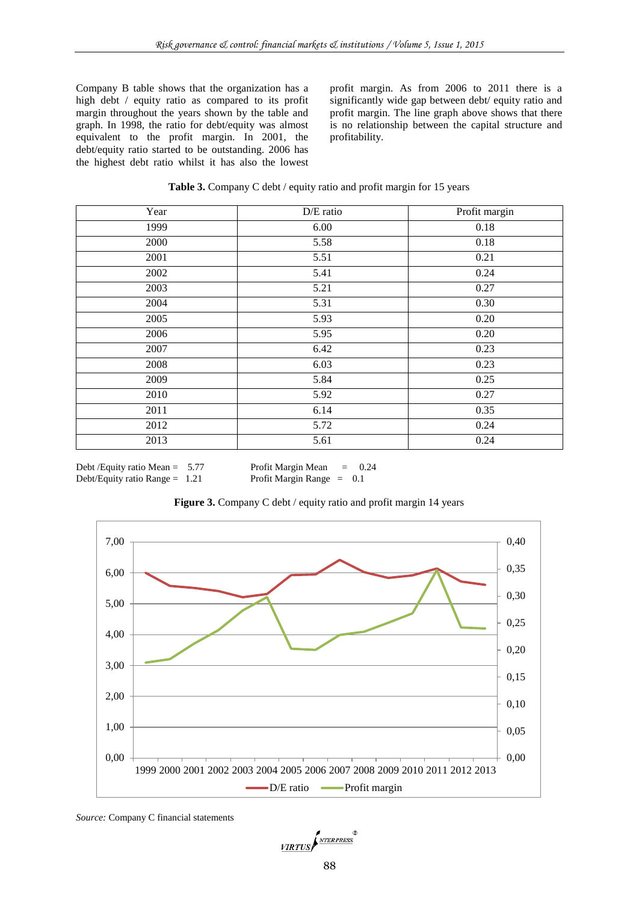Company B table shows that the organization has a high debt / equity ratio as compared to its profit margin throughout the years shown by the table and graph. In 1998, the ratio for debt/equity was almost equivalent to the profit margin. In 2001, the debt/equity ratio started to be outstanding. 2006 has the highest debt ratio whilst it has also the lowest profit margin. As from 2006 to 2011 there is a significantly wide gap between debt/ equity ratio and profit margin. The line graph above shows that there is no relationship between the capital structure and profitability.

**Table 3.** Company C debt / equity ratio and profit margin for 15 years

| Year | D/E ratio | Profit margin |
|---|---|---|
| 1999 | 6.00 | 0.18 |
| 2000 | 5.58 | 0.18 |
| 2001 | 5.51 | 0.21 |
| 2002 | 5.41 | 0.24 |
| 2003 | 5.21 | 0.27 |
| 2004 | 5.31 | 0.30 |
| 2005 | 5.93 | 0.20 |
| 2006 | 5.95 | 0.20 |
| 2007 | 6.42 | 0.23 |
| 2008 | 6.03 | 0.23 |
| 2009 | 5.84 | 0.25 |
| 2010 | 5.92 | 0.27 |
| 2011 | 6.14 | 0.35 |
| 2012 | 5.72 | 0.24 |
| 2013 | 5.61 | 0.24 |

Debt /Equity ratio Mean = 5.77
Debt/Equity ratio Range = 1.21

Profit Margin Mean = 0.24
Profit Margin Range = 0.1

**Figure 3.** Company C debt / equity ratio and profit margin 14 years

*Source:* Company C financial statements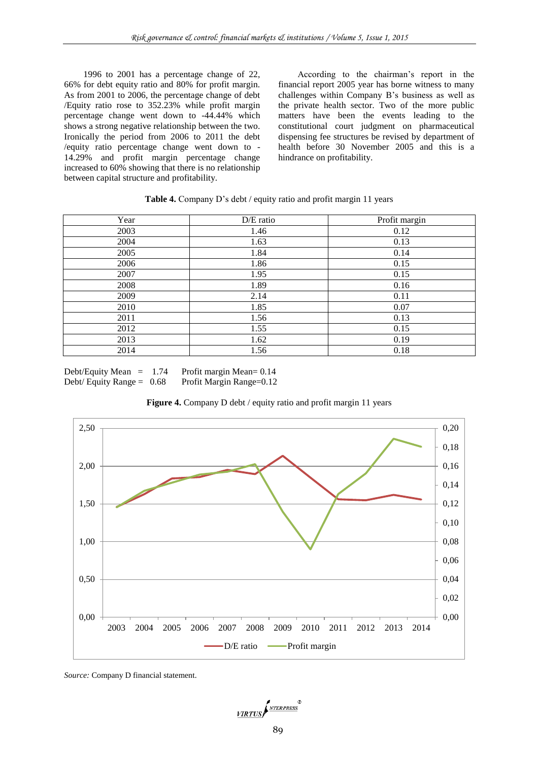1996 to 2001 has a percentage change of 22, 66% for debt equity ratio and 80% for profit margin. As from 2001 to 2006, the percentage change of debt /Equity ratio rose to 352.23% while profit margin percentage change went down to -44.44% which shows a strong negative relationship between the two. Ironically the period from 2006 to 2011 the debt /equity ratio percentage change went down to -14.29% and profit margin percentage change increased to 60% showing that there is no relationship between capital structure and profitability.

According to the chairman's report in the financial report 2005 year has borne witness to many challenges within Company B's business as well as the private health sector. Two of the more public matters have been the events leading to the constitutional court judgment on pharmaceutical dispensing fee structures be revised by department of health before 30 November 2005 and this is a hindrance on profitability.

**Table 4.** Company D's debt / equity ratio and profit margin 11 years

| Year | D/E ratio | Profit margin |
|---|---|---|
| 2003 | 1.46 | 0.12 |
| 2004 | 1.63 | 0.13 |
| 2005 | 1.84 | 0.14 |
| 2006 | 1.86 | 0.15 |
| 2007 | 1.95 | 0.15 |
| 2008 | 1.89 | 0.16 |
| 2009 | 2.14 | 0.11 |
| 2010 | 1.85 | 0.07 |
| 2011 | 1.56 | 0.13 |
| 2012 | 1.55 | 0.15 |
| 2013 | 1.62 | 0.19 |
| 2014 | 1.56 | 0.18 |

Debt/Equity Mean = 1.74    Profit margin Mean= 0.14
Debt/ Equity Range = 0.68    Profit Margin Range=0.12

**Figure 4.** Company D debt / equity ratio and profit margin 11 years

*Source:* Company D financial statement.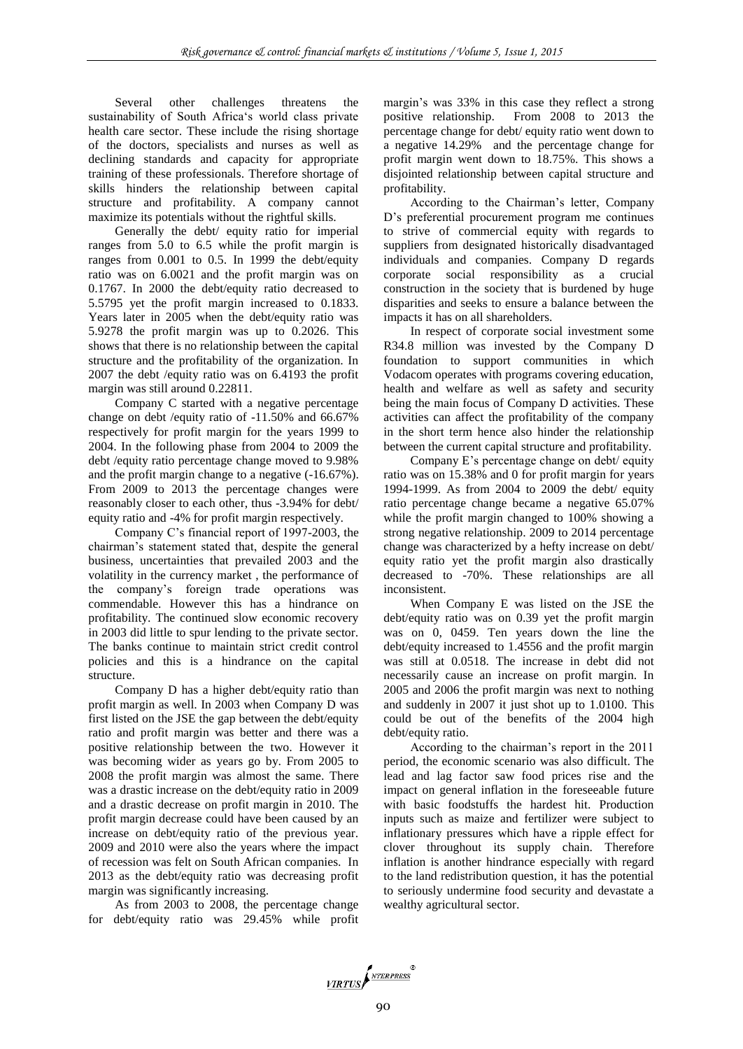Several other challenges threatens the sustainability of South Africa's world class private health care sector. These include the rising shortage of the doctors, specialists and nurses as well as declining standards and capacity for appropriate training of these professionals. Therefore shortage of skills hinders the relationship between capital structure and profitability. A company cannot maximize its potentials without the rightful skills.

Generally the debt/ equity ratio for imperial ranges from 5.0 to 6.5 while the profit margin is ranges from 0.001 to 0.5. In 1999 the debt/equity ratio was on 6.0021 and the profit margin was on 0.1767. In 2000 the debt/equity ratio decreased to 5.5795 yet the profit margin increased to 0.1833. Years later in 2005 when the debt/equity ratio was 5.9278 the profit margin was up to 0.2026. This shows that there is no relationship between the capital structure and the profitability of the organization. In 2007 the debt /equity ratio was on 6.4193 the profit margin was still around 0.22811.

Company C started with a negative percentage change on debt /equity ratio of -11.50% and 66.67% respectively for profit margin for the years 1999 to 2004. In the following phase from 2004 to 2009 the debt /equity ratio percentage change moved to 9.98% and the profit margin change to a negative (-16.67%). From 2009 to 2013 the percentage changes were reasonably closer to each other, thus -3.94% for debt/ equity ratio and -4% for profit margin respectively.

Company C's financial report of 1997-2003, the chairman's statement stated that, despite the general business, uncertainties that prevailed 2003 and the volatility in the currency market , the performance of the company's foreign trade operations was commendable. However this has a hindrance on profitability. The continued slow economic recovery in 2003 did little to spur lending to the private sector. The banks continue to maintain strict credit control policies and this is a hindrance on the capital structure.

Company D has a higher debt/equity ratio than profit margin as well. In 2003 when Company D was first listed on the JSE the gap between the debt/equity ratio and profit margin was better and there was a positive relationship between the two. However it was becoming wider as years go by. From 2005 to 2008 the profit margin was almost the same. There was a drastic increase on the debt/equity ratio in 2009 and a drastic decrease on profit margin in 2010. The profit margin decrease could have been caused by an increase on debt/equity ratio of the previous year. 2009 and 2010 were also the years where the impact of recession was felt on South African companies. In 2013 as the debt/equity ratio was decreasing profit margin was significantly increasing.

As from 2003 to 2008, the percentage change for debt/equity ratio was 29.45% while profit margin's was 33% in this case they reflect a strong positive relationship. From 2008 to 2013 the percentage change for debt/ equity ratio went down to a negative 14.29% and the percentage change for profit margin went down to 18.75%. This shows a disjointed relationship between capital structure and profitability.

According to the Chairman's letter, Company D's preferential procurement program me continues to strive of commercial equity with regards to suppliers from designated historically disadvantaged individuals and companies. Company D regards corporate social responsibility as a crucial construction in the society that is burdened by huge disparities and seeks to ensure a balance between the impacts it has on all shareholders.

In respect of corporate social investment some R34.8 million was invested by the Company D foundation to support communities in which Vodacom operates with programs covering education, health and welfare as well as safety and security being the main focus of Company D activities. These activities can affect the profitability of the company in the short term hence also hinder the relationship between the current capital structure and profitability.

Company E's percentage change on debt/ equity ratio was on 15.38% and 0 for profit margin for years 1994-1999. As from 2004 to 2009 the debt/ equity ratio percentage change became a negative 65.07% while the profit margin changed to 100% showing a strong negative relationship. 2009 to 2014 percentage change was characterized by a hefty increase on debt/ equity ratio yet the profit margin also drastically decreased to -70%. These relationships are all inconsistent.

When Company E was listed on the JSE the debt/equity ratio was on 0.39 yet the profit margin was on 0, 0459. Ten years down the line the debt/equity increased to 1.4556 and the profit margin was still at 0.0518. The increase in debt did not necessarily cause an increase on profit margin. In 2005 and 2006 the profit margin was next to nothing and suddenly in 2007 it just shot up to 1.0100. This could be out of the benefits of the 2004 high debt/equity ratio.

According to the chairman's report in the 2011 period, the economic scenario was also difficult. The lead and lag factor saw food prices rise and the impact on general inflation in the foreseeable future with basic foodstuffs the hardest hit. Production inputs such as maize and fertilizer were subject to inflationary pressures which have a ripple effect for clover throughout its supply chain. Therefore inflation is another hindrance especially with regard to the land redistribution question, it has the potential to seriously undermine food security and devastate a wealthy agricultural sector.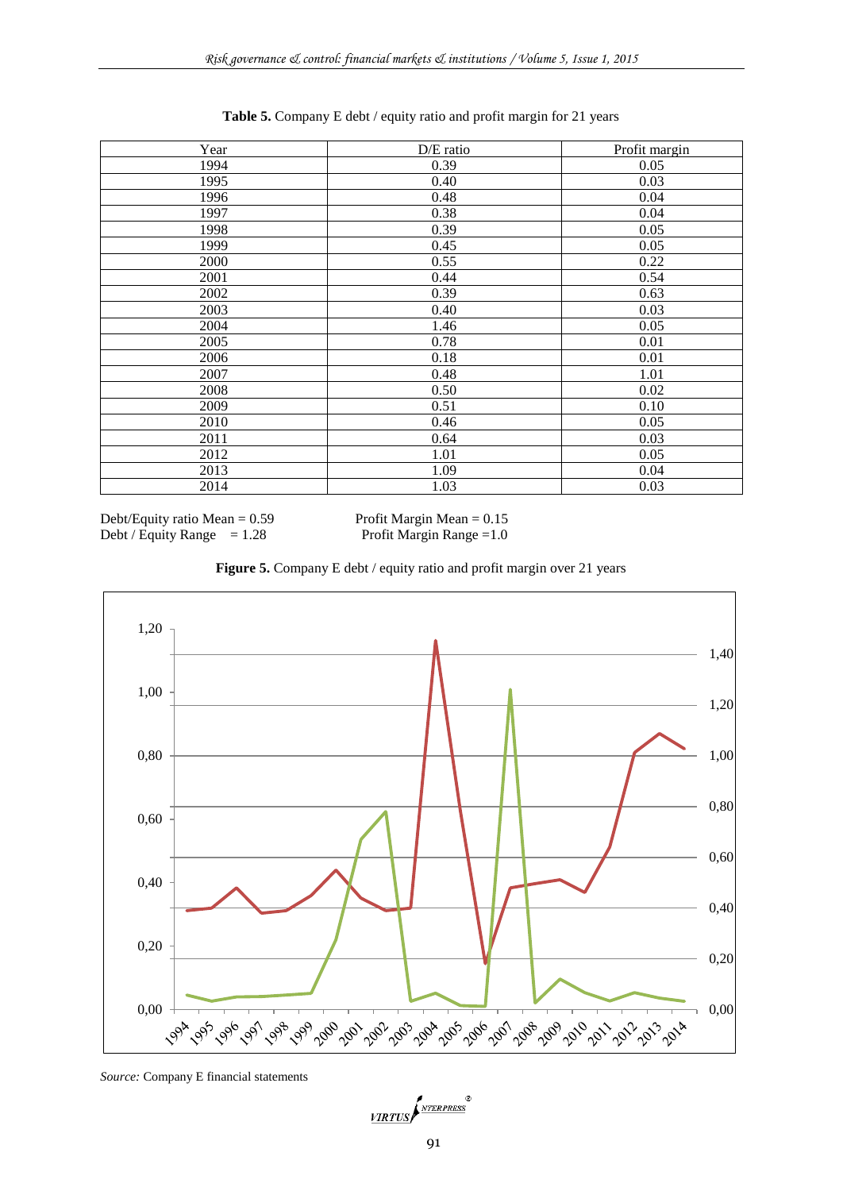**Table 5.** Company E debt / equity ratio and profit margin for 21 years

| Year | D/E ratio | Profit margin |
|---|---|---|
| 1994 | 0.39 | 0.05 |
| 1995 | 0.40 | 0.03 |
| 1996 | 0.48 | 0.04 |
| 1997 | 0.38 | 0.04 |
| 1998 | 0.39 | 0.05 |
| 1999 | 0.45 | 0.05 |
| 2000 | 0.55 | 0.22 |
| 2001 | 0.44 | 0.54 |
| 2002 | 0.39 | 0.63 |
| 2003 | 0.40 | 0.03 |
| 2004 | 1.46 | 0.05 |
| 2005 | 0.78 | 0.01 |
| 2006 | 0.18 | 0.01 |
| 2007 | 0.48 | 1.01 |
| 2008 | 0.50 | 0.02 |
| 2009 | 0.51 | 0.10 |
| 2010 | 0.46 | 0.05 |
| 2011 | 0.64 | 0.03 |
| 2012 | 1.01 | 0.05 |
| 2013 | 1.09 | 0.04 |
| 2014 | 1.03 | 0.03 |

Debt/Equity ratio Mean = 0.59 Profit Margin Mean = 0.15
Debt / Equity Range = 1.28 Profit Margin Range =1.0

**Figure 5.** Company E debt / equity ratio and profit margin over 21 years

*Source:* Company E financial statements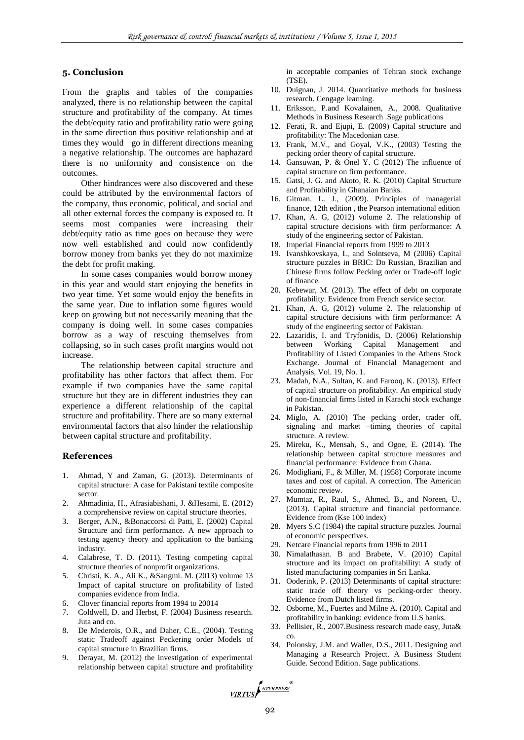## 5. Conclusion

From the graphs and tables of the companies analyzed, there is no relationship between the capital structure and profitability of the company. At times the debt/equity ratio and profitability ratio were going in the same direction thus positive relationship and at times they would go in different directions meaning a negative relationship. The outcomes are haphazard there is no uniformity and consistence on the outcomes.

Other hindrances were also discovered and these could be attributed by the environmental factors of the company, thus economic, political, and social and all other external forces the company is exposed to. It seems most companies were increasing their debt/equity ratio as time goes on because they were now well established and could now confidently borrow money from banks yet they do not maximize the debt for profit making.

In some cases companies would borrow money in this year and would start enjoying the benefits in two year time. Yet some would enjoy the benefits in the same year. Due to inflation some figures would keep on growing but not necessarily meaning that the company is doing well. In some cases companies borrow as a way of rescuing themselves from collapsing, so in such cases profit margins would not increase.

The relationship between capital structure and profitability has other factors that affect them. For example if two companies have the same capital structure but they are in different industries they can experience a different relationship of the capital structure and profitability. There are so many external environmental factors that also hinder the relationship between capital structure and profitability.

## References

1. Ahmad, Y and Zaman, G. (2013). Determinants of capital structure: A case for Pakistani textile composite sector.
2. Ahmadinia, H., Afrasiabishani, J. &Hesami, E. (2012) a comprehensive review on capital structure theories.
3. Berger, A.N., &Bonaccorsi di Patti, E. (2002) Capital Structure and firm performance. A new approach to testing agency theory and application to the banking industry.
4. Calabrese, T. D. (2011). Testing competing capital structure theories of nonprofit organizations.
5. Christi, K. A., Ali K., &Sangmi. M. (2013) volume 13 Impact of capital structure on profitability of listed companies evidence from India.
6. Clover financial reports from 1994 to 20014
7. Coldwell, D. and Herbst, F. (2004) Business research. Juta and co.
8. De Mederois, O.R., and Daher, C.E., (2004). Testing static Tradeoff against Peckering order Models of capital structure in Brazilian firms.
9. Derayat, M. (2012) the investigation of experimental relationship between capital structure and profitability in acceptable companies of Tehran stock exchange (TSE).
10. Duignan, J. 2014. Quantitative methods for business research. Cengage learning.
11. Eriksson, P.and Kovalainen, A., 2008. Qualitative Methods in Business Research .Sage publications
12. Ferati, R. and Ejupi, E. (2009) Capital structure and profitability: The Macedonian case.
13. Frank, M.V., and Goyal, V.K., (2003) Testing the pecking order theory of capital structure.
14. Gansuwan, P. & Onel Y. C (2012) The influence of capital structure on firm performance.
15. Gatsi, J. G. and Akoto, R. K. (2010) Capital Structure and Profitability in Ghanaian Banks.
16. Gitman. L. J., (2009). Principles of managerial finance, 12th edition , the Pearson international edition
17. Khan, A. G, (2012) volume 2. The relationship of capital structure decisions with firm performance: A study of the engineering sector of Pakistan.
18. Imperial Financial reports from 1999 to 2013
19. Ivanshkovskaya, I., and Solntseva, M (2006) Capital structure puzzles in BRIC: Do Russian, Brazilian and Chinese firms follow Pecking order or Trade-off logic of finance.
20. Kebewar, M. (2013). The effect of debt on corporate profitability. Evidence from French service sector.
21. Khan, A. G, (2012) volume 2. The relationship of capital structure decisions with firm performance: A study of the engineering sector of Pakistan.
22. Lazaridis, I. and Tryfonidis, D. (2006) Relationship between Working Capital Management and Profitability of Listed Companies in the Athens Stock Exchange. Journal of Financial Management and Analysis, Vol. 19, No. 1.
23. Madah, N.A., Sultan, K. and Farooq, K. (2013). Effect of capital structure on profitability. An empirical study of non-financial firms listed in Karachi stock exchange in Pakistan.
24. Miglo, A. (2010) The pecking order, trader off, signaling and market –timing theories of capital structure. A review.
25. Mireku, K., Mensah, S., and Ogoe, E. (2014). The relationship between capital structure measures and financial performance: Evidence from Ghana.
26. Modigliani, F., & Miller, M. (1958) Corporate income taxes and cost of capital. A correction. The American economic review.
27. Mumtaz, R., Raul, S., Ahmed, B., and Noreen, U., (2013). Capital structure and financial performance. Evidence from (Kse 100 index)
28. Myers S.C (1984) the capital structure puzzles. Journal of economic perspectives.
29. Netcare Financial reports from 1996 to 2011
30. Nimalathasan. B and Brabete, V. (2010) Capital structure and its impact on profitability: A study of listed manufacturing companies in Sri Lanka.
31. Ooderink, P. (2013) Determinants of capital structure: static trade off theory vs pecking-order theory. Evidence from Dutch listed firms.
32. Osborne, M., Fuertes and Milne A. (2010). Capital and profitability in banking: evidence from U.S banks.
33. Pellisier, R., 2007.Business research made easy, Juta& co.
34. Polonsky, J.M. and Waller, D.S., 2011. Designing and Managing a Research Project. A Business Student Guide. Second Edition. Sage publications.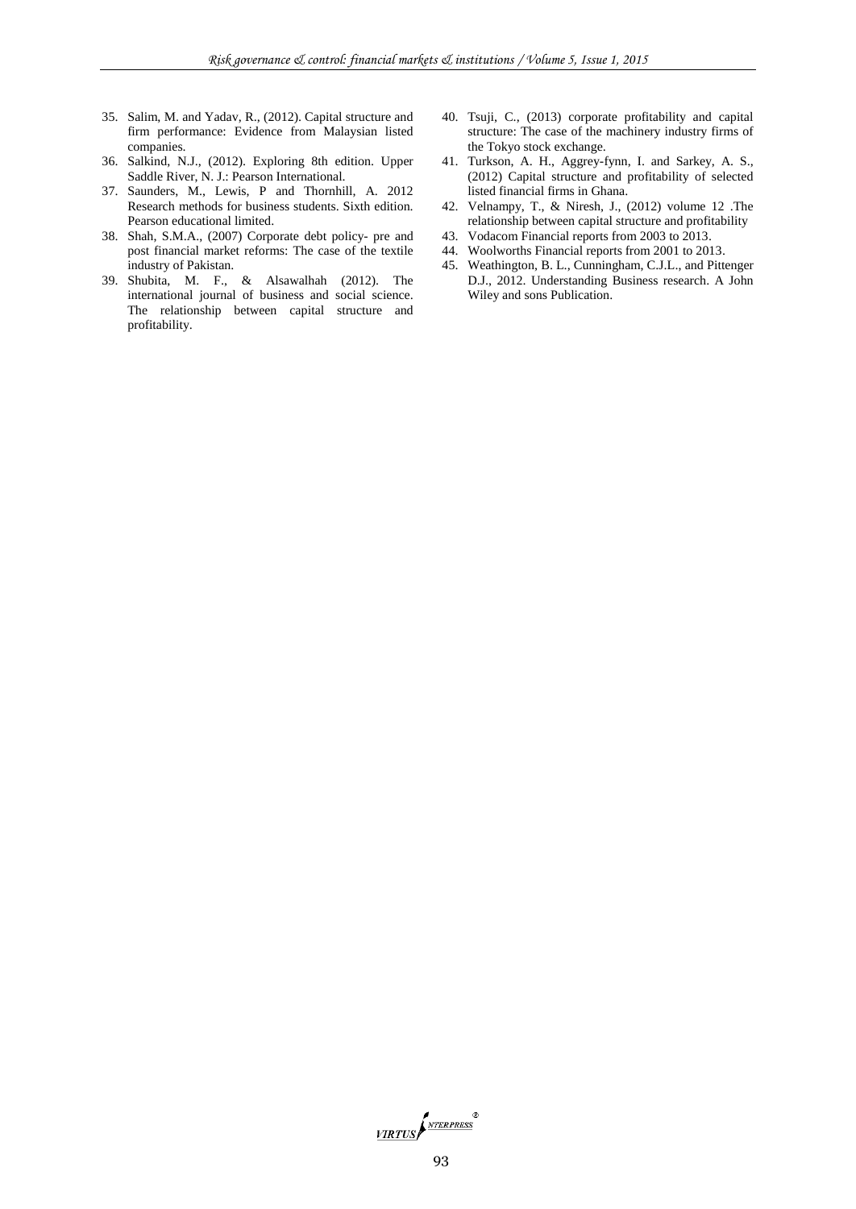35. Salim, M. and Yadav, R., (2012). Capital structure and firm performance: Evidence from Malaysian listed companies.
36. Salkind, N.J., (2012). Exploring 8th edition. Upper Saddle River, N. J.: Pearson International.
37. Saunders, M., Lewis, P and Thornhill, A. 2012 Research methods for business students. Sixth edition. Pearson educational limited.
38. Shah, S.M.A., (2007) Corporate debt policy- pre and post financial market reforms: The case of the textile industry of Pakistan.
39. Shubita, M. F., & Alsawalhah (2012). The international journal of business and social science. The relationship between capital structure and profitability.
40. Tsuji, C., (2013) corporate profitability and capital structure: The case of the machinery industry firms of the Tokyo stock exchange.
41. Turkson, A. H., Aggrey-fynn, I. and Sarkey, A. S., (2012) Capital structure and profitability of selected listed financial firms in Ghana.
42. Velnampy, T., & Niresh, J., (2012) volume 12 .The relationship between capital structure and profitability
43. Vodacom Financial reports from 2003 to 2013.
44. Woolworths Financial reports from 2001 to 2013.
45. Weathington, B. L., Cunningham, C.J.L., and Pittenger D.J., 2012. Understanding Business research. A John Wiley and sons Publication.